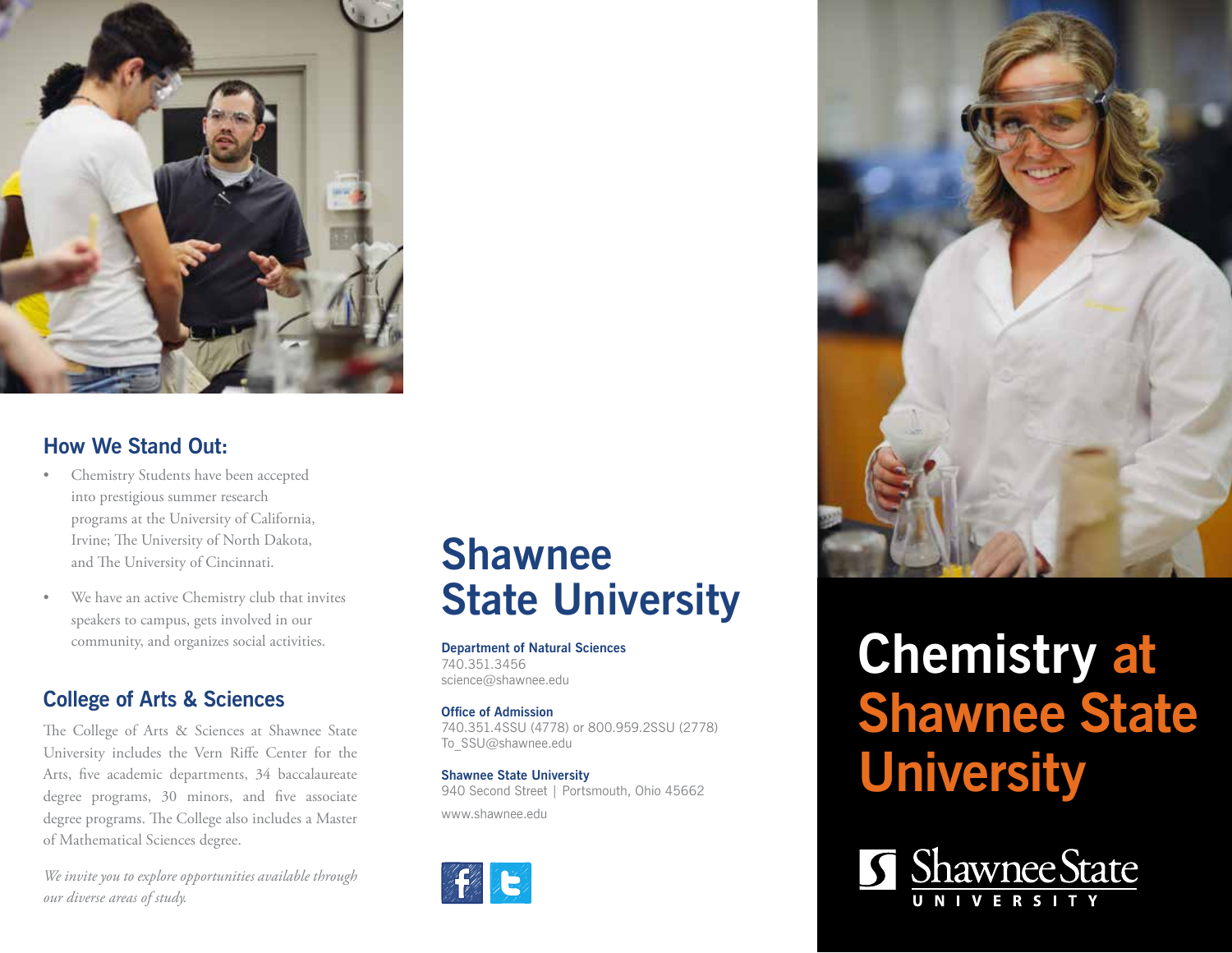## How We Stand Out:

- Chemistry Students have been accepted into prestigious summer research programs at the University of California, Irvine; The University of North Dakota, and The University of Cincinnati.
- We have an active Chemistry club that invites speakers to campus, gets involved in our community, and organizes social activities.

## College of Arts & Sciences

The College of Arts & Sciences at Shawnee State University includes the Vern Riffe Center for the Arts, five academic departments, 34 baccalaureate degree programs, 30 minors, and five associate degree programs. The College also includes a Master of Mathematical Sciences degree.

*We invite you to explore opportunities available through our diverse areas of study.*

# Shawnee State University

**Department of Natural Sciences**
740.351.3456
science@shawnee.edu

**Office of Admission**
740.351.4SSU (4778) or 800.959.2SSU (2778)
To_SSU@shawnee.edu

**Shawnee State University**
940 Second Street | Portsmouth, Ohio 45662

www.shawnee.edu

# Chemistry at Shawnee State University

Shawnee State UNIVERSITY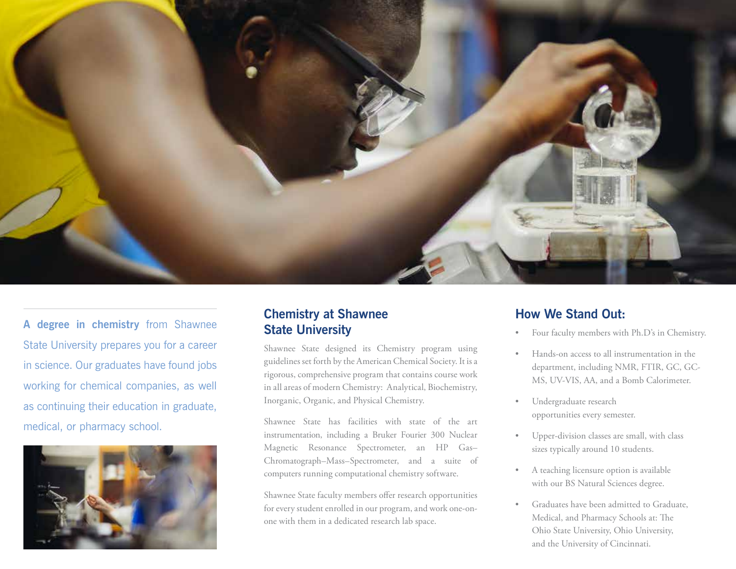**A degree in chemistry** from Shawnee State University prepares you for a career in science. Our graduates have found jobs working for chemical companies, as well as continuing their education in graduate, medical, or pharmacy school.

## Chemistry at Shawnee State University

Shawnee State designed its Chemistry program using guidelines set forth by the American Chemical Society. It is a rigorous, comprehensive program that contains course work in all areas of modern Chemistry: Analytical, Biochemistry, Inorganic, Organic, and Physical Chemistry.

Shawnee State has facilities with state of the art instrumentation, including a Bruker Fourier 300 Nuclear Magnetic Resonance Spectrometer, an HP Gas–Chromatograph–Mass–Spectrometer, and a suite of computers running computational chemistry software.

Shawnee State faculty members offer research opportunities for every student enrolled in our program, and work one-on-one with them in a dedicated research lab space.

## How We Stand Out:

- Four faculty members with Ph.D's in Chemistry.
- Hands-on access to all instrumentation in the department, including NMR, FTIR, GC, GC-MS, UV-VIS, AA, and a Bomb Calorimeter.
- Undergraduate research opportunities every semester.
- Upper-division classes are small, with class sizes typically around 10 students.
- A teaching licensure option is available with our BS Natural Sciences degree.
- Graduates have been admitted to Graduate, Medical, and Pharmacy Schools at: The Ohio State University, Ohio University, and the University of Cincinnati.